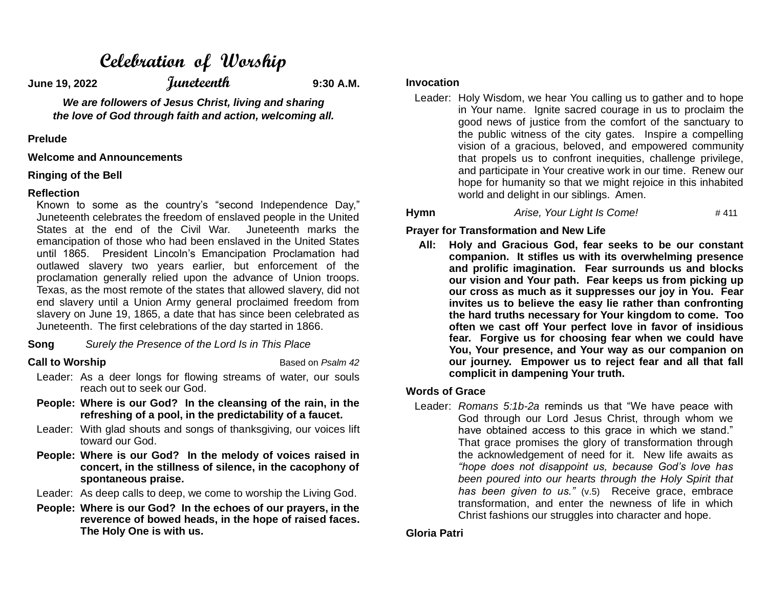# Celebration of Worship

**June 19, 2022** **Juneteenth** **9:30 A.M.**

***We are followers of Jesus Christ, living and sharing the love of God through faith and action, welcoming all.***

**Prelude**

**Welcome and Announcements**

**Ringing of the Bell**

**Reflection**

Known to some as the country's "second Independence Day," Juneteenth celebrates the freedom of enslaved people in the United States at the end of the Civil War. Juneteenth marks the emancipation of those who had been enslaved in the United States until 1865. President Lincoln's Emancipation Proclamation had outlawed slavery two years earlier, but enforcement of the proclamation generally relied upon the advance of Union troops. Texas, as the most remote of the states that allowed slavery, did not end slavery until a Union Army general proclaimed freedom from slavery on June 19, 1865, a date that has since been celebrated as Juneteenth. The first celebrations of the day started in 1866.

**Song** *Surely the Presence of the Lord Is in This Place*

**Call to Worship** Based on *Psalm 42*

Leader: As a deer longs for flowing streams of water, our souls reach out to seek our God.

**People: Where is our God? In the cleansing of the rain, in the refreshing of a pool, in the predictability of a faucet.**

Leader: With glad shouts and songs of thanksgiving, our voices lift toward our God.

**People: Where is our God? In the melody of voices raised in concert, in the stillness of silence, in the cacophony of spontaneous praise.**

Leader: As deep calls to deep, we come to worship the Living God.

**People: Where is our God? In the echoes of our prayers, in the reverence of bowed heads, in the hope of raised faces. The Holy One is with us.**

**Invocation**

Leader: Holy Wisdom, we hear You calling us to gather and to hope in Your name. Ignite sacred courage in us to proclaim the good news of justice from the comfort of the sanctuary to the public witness of the city gates. Inspire a compelling vision of a gracious, beloved, and empowered community that propels us to confront inequities, challenge privilege, and participate in Your creative work in our time. Renew our hope for humanity so that we might rejoice in this inhabited world and delight in our siblings. Amen.

**Hymn** *Arise, Your Light Is Come!* # 411

**Prayer for Transformation and New Life**

**All: Holy and Gracious God, fear seeks to be our constant companion. It stifles us with its overwhelming presence and prolific imagination. Fear surrounds us and blocks our vision and Your path. Fear keeps us from picking up our cross as much as it suppresses our joy in You. Fear invites us to believe the easy lie rather than confronting the hard truths necessary for Your kingdom to come. Too often we cast off Your perfect love in favor of insidious fear. Forgive us for choosing fear when we could have You, Your presence, and Your way as our companion on our journey. Empower us to reject fear and all that fall complicit in dampening Your truth.**

**Words of Grace**

Leader: *Romans 5:1b-2a* reminds us that "We have peace with God through our Lord Jesus Christ, through whom we have obtained access to this grace in which we stand." That grace promises the glory of transformation through the acknowledgement of need for it. New life awaits as *"hope does not disappoint us, because God's love has been poured into our hearts through the Holy Spirit that has been given to us."* (v.5) Receive grace, embrace transformation, and enter the newness of life in which Christ fashions our struggles into character and hope.

**Gloria Patri**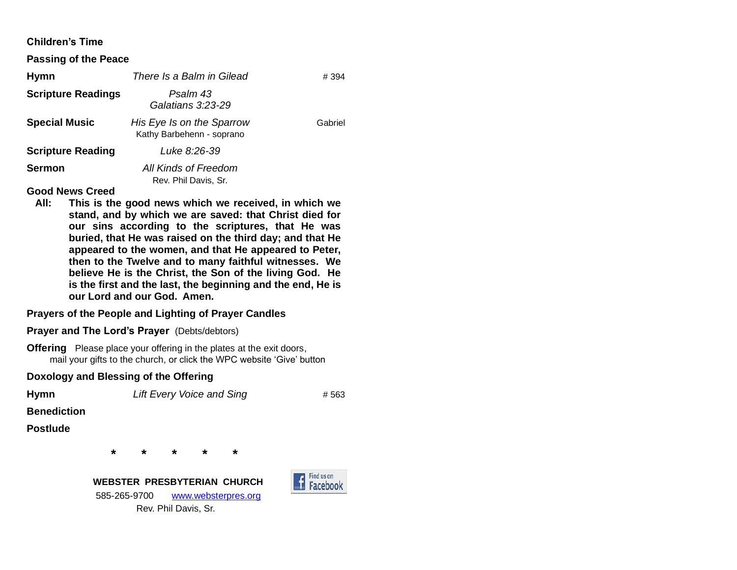**Children's Time**

**Passing of the Peace**

**Hymn** — *There Is a Balm in Gilead* — # 394

**Scripture Readings** — *Psalm 43*
*Galatians 3:23-29*

**Special Music** — *His Eye Is on the Sparrow* — Gabriel
Kathy Barbehenn - soprano

**Scripture Reading** — *Luke 8:26-39*

**Sermon** — *All Kinds of Freedom*
Rev. Phil Davis, Sr.

**Good News Creed**

**All: This is the good news which we received, in which we stand, and by which we are saved: that Christ died for our sins according to the scriptures, that He was buried, that He was raised on the third day; and that He appeared to the women, and that He appeared to Peter, then to the Twelve and to many faithful witnesses. We believe He is the Christ, the Son of the living God. He is the first and the last, the beginning and the end, He is our Lord and our God. Amen.**

**Prayers of the People and Lighting of Prayer Candles**

**Prayer and The Lord's Prayer** (Debts/debtors)

**Offering** Please place your offering in the plates at the exit doors, mail your gifts to the church, or click the WPC website 'Give' button

**Doxology and Blessing of the Offering**

**Hymn** — *Lift Every Voice and Sing* — # 563

**Benediction**

**Postlude**

\* \* \* \* \*

**WEBSTER PRESBYTERIAN CHURCH**

585-265-9700 www.websterpres.org

Rev. Phil Davis, Sr.

Find us on Facebook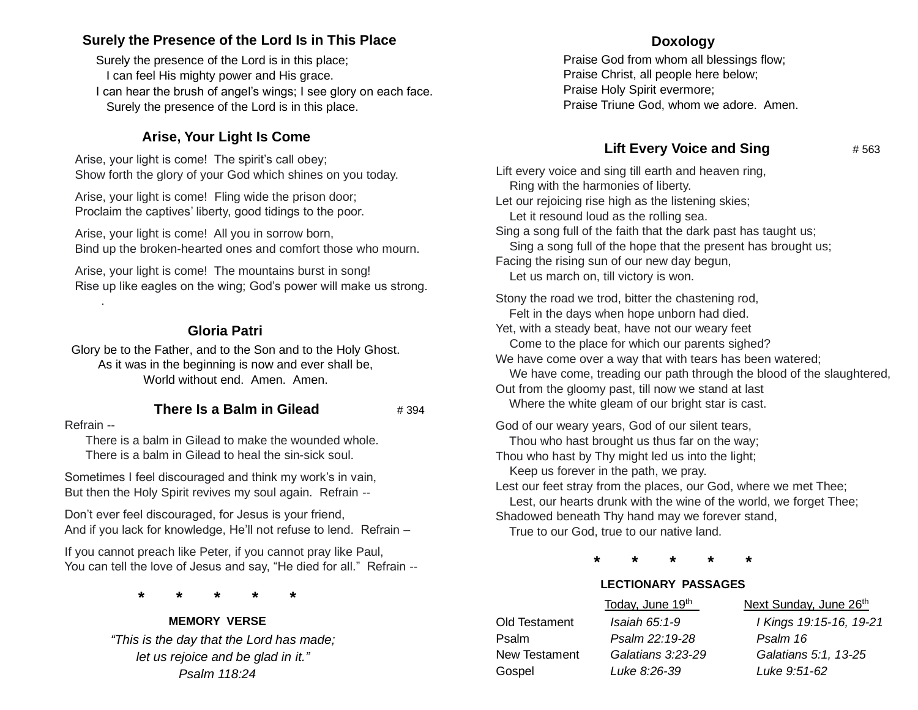### Surely the Presence of the Lord Is in This Place

Surely the presence of the Lord is in this place;
I can feel His mighty power and His grace.
I can hear the brush of angel's wings; I see glory on each face.
Surely the presence of the Lord is in this place.

### Arise, Your Light Is Come

Arise, your light is come! The spirit's call obey;
Show forth the glory of your God which shines on you today.

Arise, your light is come! Fling wide the prison door;
Proclaim the captives' liberty, good tidings to the poor.

Arise, your light is come! All you in sorrow born,
Bind up the broken-hearted ones and comfort those who mourn.

Arise, your light is come! The mountains burst in song!
Rise up like eagles on the wing; God's power will make us strong.
.

### Gloria Patri

Glory be to the Father, and to the Son and to the Holy Ghost.
As it was in the beginning is now and ever shall be,
World without end. Amen. Amen.

### There Is a Balm in Gilead # 394

Refrain --
There is a balm in Gilead to make the wounded whole.
There is a balm in Gilead to heal the sin-sick soul.

Sometimes I feel discouraged and think my work's in vain,
But then the Holy Spirit revives my soul again. Refrain --

Don't ever feel discouraged, for Jesus is your friend,
And if you lack for knowledge, He'll not refuse to lend. Refrain –

If you cannot preach like Peter, if you cannot pray like Paul,
You can tell the love of Jesus and say, "He died for all." Refrain --

\* \* \* \* \*

**MEMORY VERSE**

*"This is the day that the Lord has made;*
*let us rejoice and be glad in it."*
*Psalm 118:24*

### Doxology

Praise God from whom all blessings flow;
Praise Christ, all people here below;
Praise Holy Spirit evermore;
Praise Triune God, whom we adore. Amen.

### Lift Every Voice and Sing # 563

Lift every voice and sing till earth and heaven ring,
Ring with the harmonies of liberty.
Let our rejoicing rise high as the listening skies;
Let it resound loud as the rolling sea.
Sing a song full of the faith that the dark past has taught us;
Sing a song full of the hope that the present has brought us;
Facing the rising sun of our new day begun,
Let us march on, till victory is won.

Stony the road we trod, bitter the chastening rod,
Felt in the days when hope unborn had died.
Yet, with a steady beat, have not our weary feet
Come to the place for which our parents sighed?
We have come over a way that with tears has been watered;
We have come, treading our path through the blood of the slaughtered,
Out from the gloomy past, till now we stand at last
Where the white gleam of our bright star is cast.

God of our weary years, God of our silent tears,
Thou who hast brought us thus far on the way;
Thou who hast by Thy might led us into the light;
Keep us forever in the path, we pray.
Lest our feet stray from the places, our God, where we met Thee;
Lest, our hearts drunk with the wine of the world, we forget Thee;
Shadowed beneath Thy hand may we forever stand,
True to our God, true to our native land.

\* \* \* \* \*

**LECTIONARY PASSAGES**

| | Today, June 19th | Next Sunday, June 26th |
|---|---|---|
| Old Testament | *Isaiah 65:1-9* | *I Kings 19:15-16, 19-21* |
| Psalm | *Psalm 22:19-28* | *Psalm 16* |
| New Testament | *Galatians 3:23-29* | *Galatians 5:1, 13-25* |
| Gospel | *Luke 8:26-39* | *Luke 9:51-62* |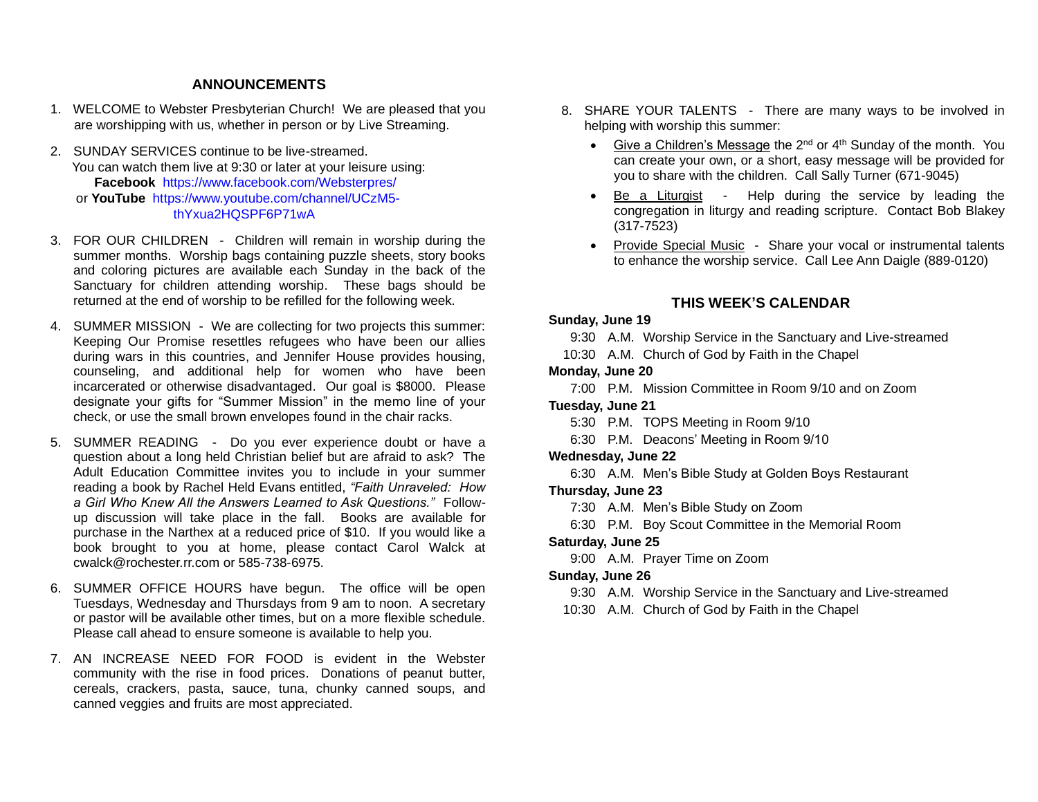## ANNOUNCEMENTS

1. WELCOME to Webster Presbyterian Church! We are pleased that you are worshipping with us, whether in person or by Live Streaming.

2. SUNDAY SERVICES continue to be live-streamed.
   You can watch them live at 9:30 or later at your leisure using:
   **Facebook** https://www.facebook.com/Websterpres/
   or **YouTube** https://www.youtube.com/channel/UCzM5-thYxua2HQSPF6P71wA

3. FOR OUR CHILDREN - Children will remain in worship during the summer months. Worship bags containing puzzle sheets, story books and coloring pictures are available each Sunday in the back of the Sanctuary for children attending worship. These bags should be returned at the end of worship to be refilled for the following week.

4. SUMMER MISSION - We are collecting for two projects this summer: Keeping Our Promise resettles refugees who have been our allies during wars in this countries, and Jennifer House provides housing, counseling, and additional help for women who have been incarcerated or otherwise disadvantaged. Our goal is $8000. Please designate your gifts for "Summer Mission" in the memo line of your check, or use the small brown envelopes found in the chair racks.

5. SUMMER READING - Do you ever experience doubt or have a question about a long held Christian belief but are afraid to ask? The Adult Education Committee invites you to include in your summer reading a book by Rachel Held Evans entitled, *"Faith Unraveled: How a Girl Who Knew All the Answers Learned to Ask Questions."* Follow-up discussion will take place in the fall. Books are available for purchase in the Narthex at a reduced price of $10. If you would like a book brought to you at home, please contact Carol Walck at cwalck@rochester.rr.com or 585-738-6975.

6. SUMMER OFFICE HOURS have begun. The office will be open Tuesdays, Wednesday and Thursdays from 9 am to noon. A secretary or pastor will be available other times, but on a more flexible schedule. Please call ahead to ensure someone is available to help you.

7. AN INCREASE NEED FOR FOOD is evident in the Webster community with the rise in food prices. Donations of peanut butter, cereals, crackers, pasta, sauce, tuna, chunky canned soups, and canned veggies and fruits are most appreciated.

8. SHARE YOUR TALENTS - There are many ways to be involved in helping with worship this summer:
   - Give a Children's Message the 2nd or 4th Sunday of the month. You can create your own, or a short, easy message will be provided for you to share with the children. Call Sally Turner (671-9045)
   - Be a Liturgist - Help during the service by leading the congregation in liturgy and reading scripture. Contact Bob Blakey (317-7523)
   - Provide Special Music - Share your vocal or instrumental talents to enhance the worship service. Call Lee Ann Daigle (889-0120)

## THIS WEEK'S CALENDAR

**Sunday, June 19**
- 9:30 A.M. Worship Service in the Sanctuary and Live-streamed
- 10:30 A.M. Church of God by Faith in the Chapel

**Monday, June 20**
- 7:00 P.M. Mission Committee in Room 9/10 and on Zoom

**Tuesday, June 21**
- 5:30 P.M. TOPS Meeting in Room 9/10
- 6:30 P.M. Deacons' Meeting in Room 9/10

**Wednesday, June 22**
- 6:30 A.M. Men's Bible Study at Golden Boys Restaurant

**Thursday, June 23**
- 7:30 A.M. Men's Bible Study on Zoom
- 6:30 P.M. Boy Scout Committee in the Memorial Room

**Saturday, June 25**
- 9:00 A.M. Prayer Time on Zoom

**Sunday, June 26**
- 9:30 A.M. Worship Service in the Sanctuary and Live-streamed
- 10:30 A.M. Church of God by Faith in the Chapel